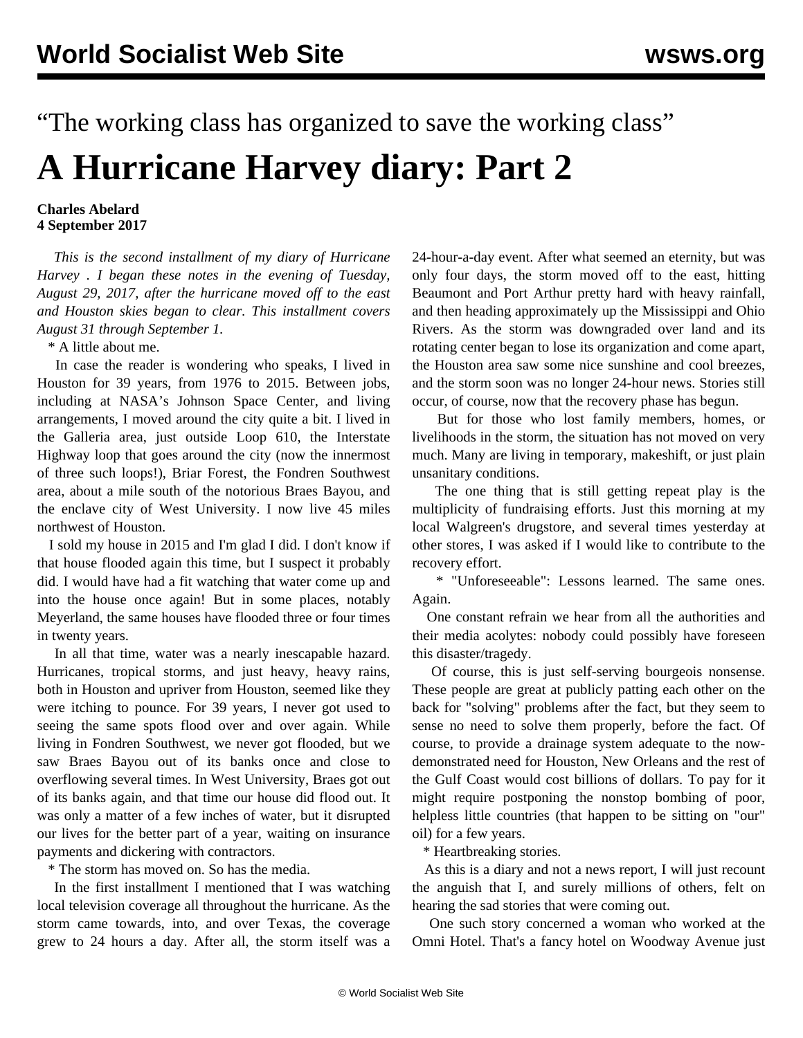“The working class has organized to save the working class”

# A Hurricane Harvey diary: Part 2

**Charles Abelard**
**4 September 2017**

*This is the second installment of my diary of Hurricane Harvey . I began these notes in the evening of Tuesday, August 29, 2017, after the hurricane moved off to the east and Houston skies began to clear. This installment covers August 31 through September 1.*

* A little about me.

In case the reader is wondering who speaks, I lived in Houston for 39 years, from 1976 to 2015. Between jobs, including at NASA’s Johnson Space Center, and living arrangements, I moved around the city quite a bit. I lived in the Galleria area, just outside Loop 610, the Interstate Highway loop that goes around the city (now the innermost of three such loops!), Briar Forest, the Fondren Southwest area, about a mile south of the notorious Braes Bayou, and the enclave city of West University. I now live 45 miles northwest of Houston.

I sold my house in 2015 and I'm glad I did. I don't know if that house flooded again this time, but I suspect it probably did. I would have had a fit watching that water come up and into the house once again! But in some places, notably Meyerland, the same houses have flooded three or four times in twenty years.

In all that time, water was a nearly inescapable hazard. Hurricanes, tropical storms, and just heavy, heavy rains, both in Houston and upriver from Houston, seemed like they were itching to pounce. For 39 years, I never got used to seeing the same spots flood over and over again. While living in Fondren Southwest, we never got flooded, but we saw Braes Bayou out of its banks once and close to overflowing several times. In West University, Braes got out of its banks again, and that time our house did flood out. It was only a matter of a few inches of water, but it disrupted our lives for the better part of a year, waiting on insurance payments and dickering with contractors.

* The storm has moved on. So has the media.

In the first installment I mentioned that I was watching local television coverage all throughout the hurricane. As the storm came towards, into, and over Texas, the coverage grew to 24 hours a day. After all, the storm itself was a 24-hour-a-day event. After what seemed an eternity, but was only four days, the storm moved off to the east, hitting Beaumont and Port Arthur pretty hard with heavy rainfall, and then heading approximately up the Mississippi and Ohio Rivers. As the storm was downgraded over land and its rotating center began to lose its organization and come apart, the Houston area saw some nice sunshine and cool breezes, and the storm soon was no longer 24-hour news. Stories still occur, of course, now that the recovery phase has begun.

But for those who lost family members, homes, or livelihoods in the storm, the situation has not moved on very much. Many are living in temporary, makeshift, or just plain unsanitary conditions.

The one thing that is still getting repeat play is the multiplicity of fundraising efforts. Just this morning at my local Walgreen's drugstore, and several times yesterday at other stores, I was asked if I would like to contribute to the recovery effort.

* "Unforeseeable": Lessons learned. The same ones. Again.

One constant refrain we hear from all the authorities and their media acolytes: nobody could possibly have foreseen this disaster/tragedy.

Of course, this is just self-serving bourgeois nonsense. These people are great at publicly patting each other on the back for "solving" problems after the fact, but they seem to sense no need to solve them properly, before the fact. Of course, to provide a drainage system adequate to the now-demonstrated need for Houston, New Orleans and the rest of the Gulf Coast would cost billions of dollars. To pay for it might require postponing the nonstop bombing of poor, helpless little countries (that happen to be sitting on "our" oil) for a few years.

* Heartbreaking stories.

As this is a diary and not a news report, I will just recount the anguish that I, and surely millions of others, felt on hearing the sad stories that were coming out.

One such story concerned a woman who worked at the Omni Hotel. That's a fancy hotel on Woodway Avenue just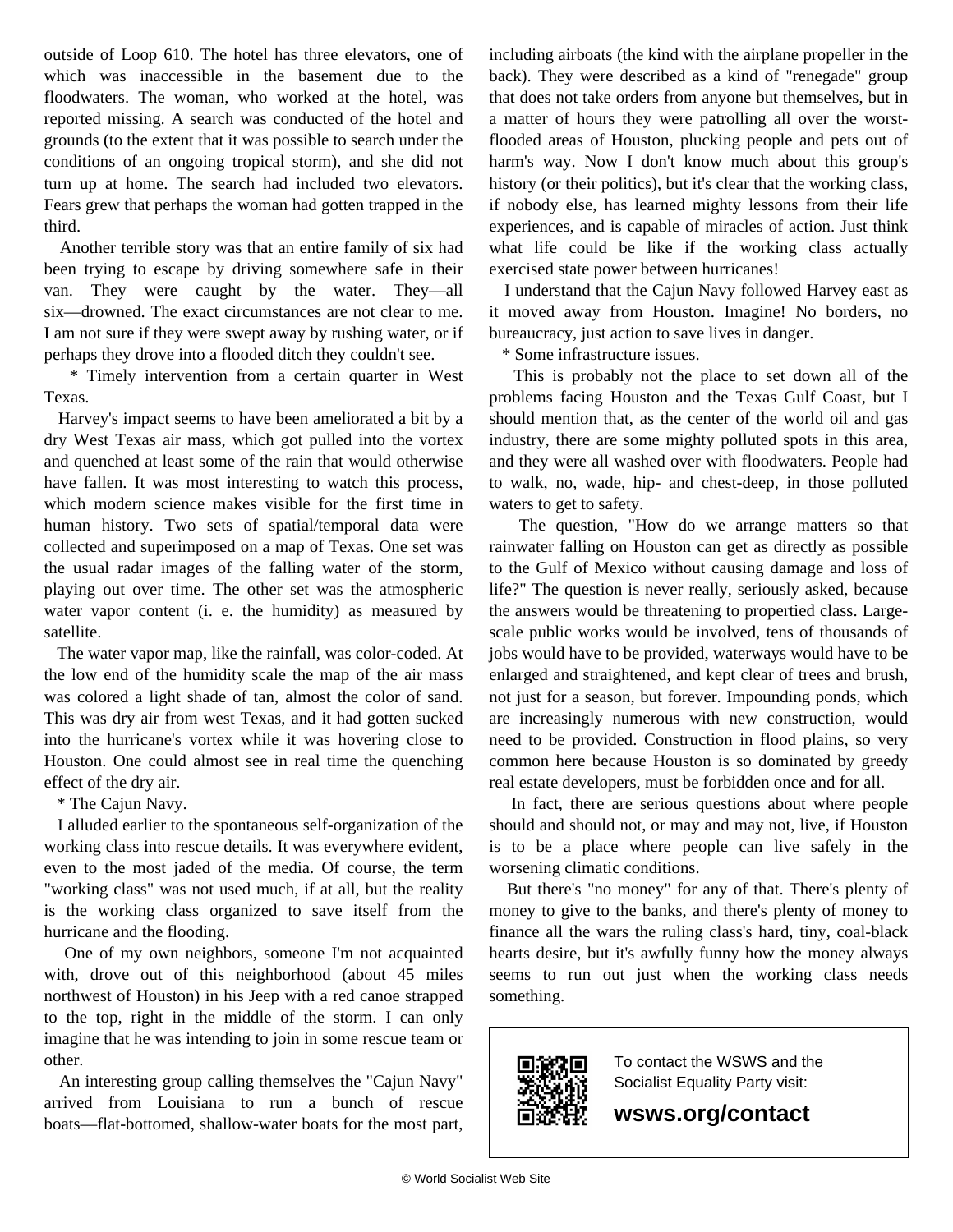outside of Loop 610. The hotel has three elevators, one of which was inaccessible in the basement due to the floodwaters. The woman, who worked at the hotel, was reported missing. A search was conducted of the hotel and grounds (to the extent that it was possible to search under the conditions of an ongoing tropical storm), and she did not turn up at home. The search had included two elevators. Fears grew that perhaps the woman had gotten trapped in the third.

Another terrible story was that an entire family of six had been trying to escape by driving somewhere safe in their van. They were caught by the water. They—all six—drowned. The exact circumstances are not clear to me. I am not sure if they were swept away by rushing water, or if perhaps they drove into a flooded ditch they couldn't see.

* Timely intervention from a certain quarter in West Texas.

Harvey's impact seems to have been ameliorated a bit by a dry West Texas air mass, which got pulled into the vortex and quenched at least some of the rain that would otherwise have fallen. It was most interesting to watch this process, which modern science makes visible for the first time in human history. Two sets of spatial/temporal data were collected and superimposed on a map of Texas. One set was the usual radar images of the falling water of the storm, playing out over time. The other set was the atmospheric water vapor content (i. e. the humidity) as measured by satellite.

The water vapor map, like the rainfall, was color-coded. At the low end of the humidity scale the map of the air mass was colored a light shade of tan, almost the color of sand. This was dry air from west Texas, and it had gotten sucked into the hurricane's vortex while it was hovering close to Houston. One could almost see in real time the quenching effect of the dry air.

* The Cajun Navy.

I alluded earlier to the spontaneous self-organization of the working class into rescue details. It was everywhere evident, even to the most jaded of the media. Of course, the term "working class" was not used much, if at all, but the reality is the working class organized to save itself from the hurricane and the flooding.

One of my own neighbors, someone I'm not acquainted with, drove out of this neighborhood (about 45 miles northwest of Houston) in his Jeep with a red canoe strapped to the top, right in the middle of the storm. I can only imagine that he was intending to join in some rescue team or other.

An interesting group calling themselves the "Cajun Navy" arrived from Louisiana to run a bunch of rescue boats—flat-bottomed, shallow-water boats for the most part, including airboats (the kind with the airplane propeller in the back). They were described as a kind of "renegade" group that does not take orders from anyone but themselves, but in a matter of hours they were patrolling all over the worst-flooded areas of Houston, plucking people and pets out of harm's way. Now I don't know much about this group's history (or their politics), but it's clear that the working class, if nobody else, has learned mighty lessons from their life experiences, and is capable of miracles of action. Just think what life could be like if the working class actually exercised state power between hurricanes!

I understand that the Cajun Navy followed Harvey east as it moved away from Houston. Imagine! No borders, no bureaucracy, just action to save lives in danger.

* Some infrastructure issues.

This is probably not the place to set down all of the problems facing Houston and the Texas Gulf Coast, but I should mention that, as the center of the world oil and gas industry, there are some mighty polluted spots in this area, and they were all washed over with floodwaters. People had to walk, no, wade, hip- and chest-deep, in those polluted waters to get to safety.

The question, "How do we arrange matters so that rainwater falling on Houston can get as directly as possible to the Gulf of Mexico without causing damage and loss of life?" The question is never really, seriously asked, because the answers would be threatening to propertied class. Large-scale public works would be involved, tens of thousands of jobs would have to be provided, waterways would have to be enlarged and straightened, and kept clear of trees and brush, not just for a season, but forever. Impounding ponds, which are increasingly numerous with new construction, would need to be provided. Construction in flood plains, so very common here because Houston is so dominated by greedy real estate developers, must be forbidden once and for all.

In fact, there are serious questions about where people should and should not, or may and may not, live, if Houston is to be a place where people can live safely in the worsening climatic conditions.

But there's "no money" for any of that. There's plenty of money to give to the banks, and there's plenty of money to finance all the wars the ruling class's hard, tiny, coal-black hearts desire, but it's awfully funny how the money always seems to run out just when the working class needs something.

To contact the WSWS and the Socialist Equality Party visit:

**wsws.org/contact**